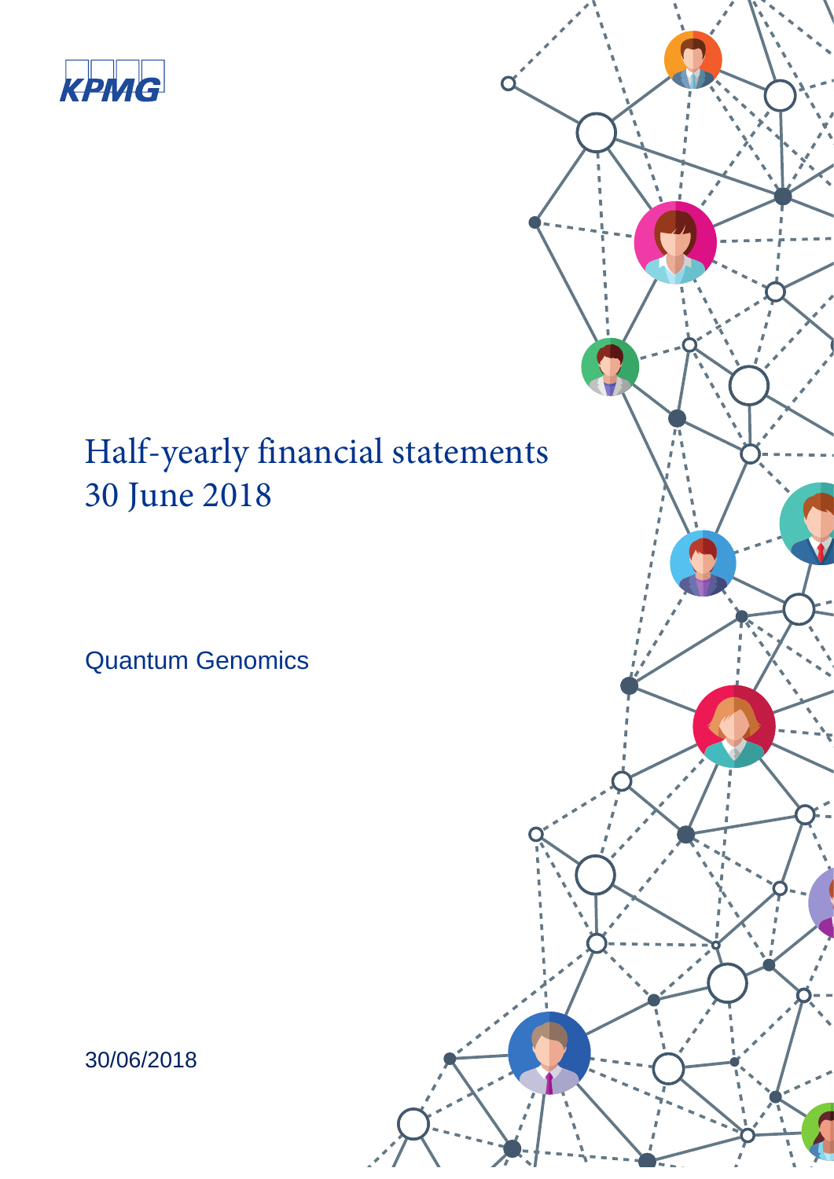KPMG

# Half-yearly financial statements 30 June 2018

Quantum Genomics

30/06/2018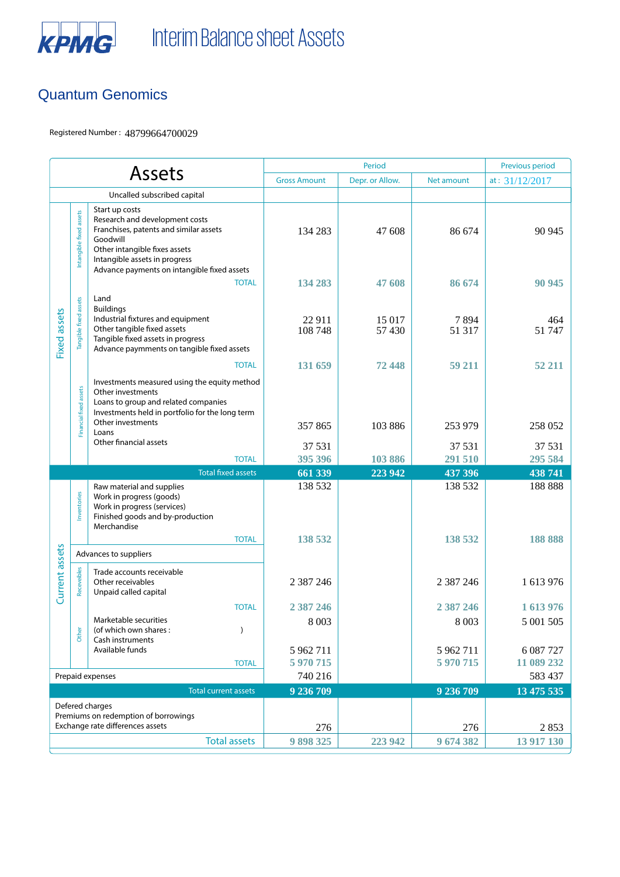KPMG

# Interim Balance sheet Assets

## Quantum Genomics

Registered Number : 48799664700029

| | | Assets | Period – Gross Amount | Period – Depr. or Allow. | Period – Net amount | Previous period at : 31/12/2017 |
|---|---|---|---|---|---|---|
| | | Uncalled subscribed capital | | | | |
| Fixed assets | Intangible fixed assets | Start up costs<br>Research and development costs<br>Franchises, patents and similar assets<br>Goodwill<br>Other intangible fixes assets<br>Intangible assets in progress<br>Advance payments on intangible fixed assets | 134 283 | 47 608 | 86 674 | 90 945 |
| | | TOTAL | 134 283 | 47 608 | 86 674 | 90 945 |
| | Tangible fixed assets | Land | | | | |
| | | Buildings | | | | |
| | | Industrial fixtures and equipment | 22 911 | 15 017 | 7 894 | 464 |
| | | Other tangible fixed assets | 108 748 | 57 430 | 51 317 | 51 747 |
| | | Tangible fixed assets in progress | | | | |
| | | Advance paymments on tangible fixed assets | | | | |
| | | TOTAL | 131 659 | 72 448 | 59 211 | 52 211 |
| | Financial fixed assets | Investments measured using the equity method | | | | |
| | | Other investments | | | | |
| | | Loans to group and related companies | | | | |
| | | Investments held in portfolio for the long term | | | | |
| | | Other investments | 357 865 | 103 886 | 253 979 | 258 052 |
| | | Loans | | | | |
| | | Other financial assets | 37 531 | | 37 531 | 37 531 |
| | | TOTAL | 395 396 | 103 886 | 291 510 | 295 584 |
| | | **Total fixed assets** | **661 339** | **223 942** | **437 396** | **438 741** |
| Current assets | Inventories | Raw material and supplies | 138 532 | | 138 532 | 188 888 |
| | | Work in progress (goods) | | | | |
| | | Work in progress (services) | | | | |
| | | Finished goods and by-production | | | | |
| | | Merchandise | | | | |
| | | TOTAL | 138 532 | | 138 532 | 188 888 |
| | | Advances to suppliers | | | | |
| | Receivables | Trade accounts receivable | | | | |
| | | Other receivables | 2 387 246 | | 2 387 246 | 1 613 976 |
| | | Unpaid called capital | | | | |
| | | TOTAL | 2 387 246 | | 2 387 246 | 1 613 976 |
| | Other | Marketable securities | 8 003 | | 8 003 | 5 001 505 |
| | | (of which own shares : ) | | | | |
| | | Cash instruments | | | | |
| | | Available funds | 5 962 711 | | 5 962 711 | 6 087 727 |
| | | TOTAL | 5 970 715 | | 5 970 715 | 11 089 232 |
| | | Prepaid expenses | 740 216 | | | 583 437 |
| | | **Total current assets** | **9 236 709** | | **9 236 709** | **13 475 535** |
| | | Defered charges<br>Premiums on redemption of borrowings<br>Exchange rate differences assets | 276 | | 276 | 2 853 |
| | | **Total assets** | **9 898 325** | **223 942** | **9 674 382** | **13 917 130** |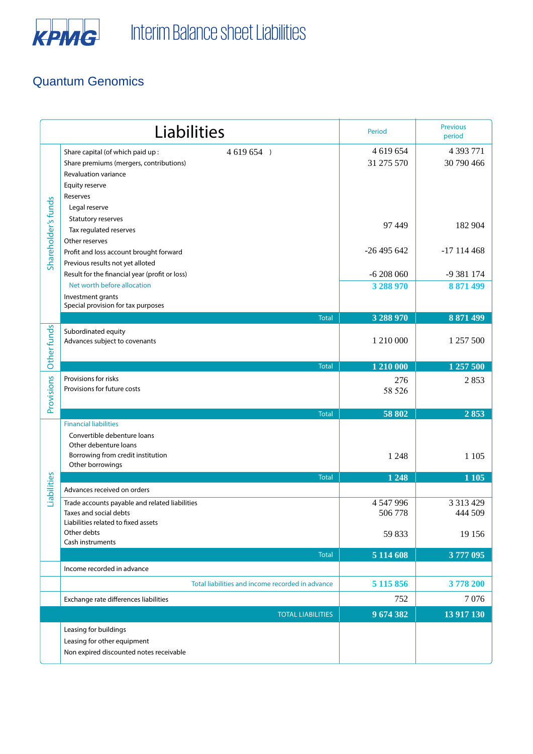# Interim Balance sheet Liabilities

## Quantum Genomics

| | Liabilities | Period | Previous period |
|---|---|---|---|
| Shareholder's funds | Share capital (of which paid up : 4 619 654 ) | 4 619 654 | 4 393 771 |
| | Share premiums (mergers, contributions) | 31 275 570 | 30 790 466 |
| | Revaluation variance | | |
| | Equity reserve | | |
| | Reserves | | |
| | Legal reserve | | |
| | Statutory reserves | | |
| | Tax regulated reserves | 97 449 | 182 904 |
| | Other reserves | | |
| | Profit and loss account brought forward | -26 495 642 | -17 114 468 |
| | Previous results not yet alloted | | |
| | Result for the financial year (profit or loss) | -6 208 060 | -9 381 174 |
| | Net worth before allocation | **3 288 970** | **8 871 499** |
| | Investment grants | | |
| | Special provision for tax purposes | | |
| | Total | **3 288 970** | **8 871 499** |
| Other funds | Subordinated equity | | |
| | Advances subject to covenants | 1 210 000 | 1 257 500 |
| | Total | **1 210 000** | **1 257 500** |
| Provisions | Provisions for risks | 276 | 2 853 |
| | Provisions for future costs | 58 526 | |
| | Total | **58 802** | **2 853** |
| Liabilities | Financial liabilities | | |
| | Convertible debenture loans | | |
| | Other debenture loans | | |
| | Borrowing from credit institution | 1 248 | 1 105 |
| | Other borrowings | | |
| | Total | **1 248** | **1 105** |
| | Advances received on orders | | |
| | Trade accounts payable and related liabilities | 4 547 996 | 3 313 429 |
| | Taxes and social debts | 506 778 | 444 509 |
| | Liabilities related to fixed assets | | |
| | Other debts | 59 833 | 19 156 |
| | Cash instruments | | |
| | Total | **5 114 608** | **3 777 095** |
| | Income recorded in advance | | |
| | Total liabilities and income recorded in advance | **5 115 856** | **3 778 200** |
| | Exchange rate differences liabilities | 752 | 7 076 |
| | TOTAL LIABILITIES | **9 674 382** | **13 917 130** |
| | Leasing for buildings | | |
| | Leasing for other equipment | | |
| | Non expired discounted notes receivable | | |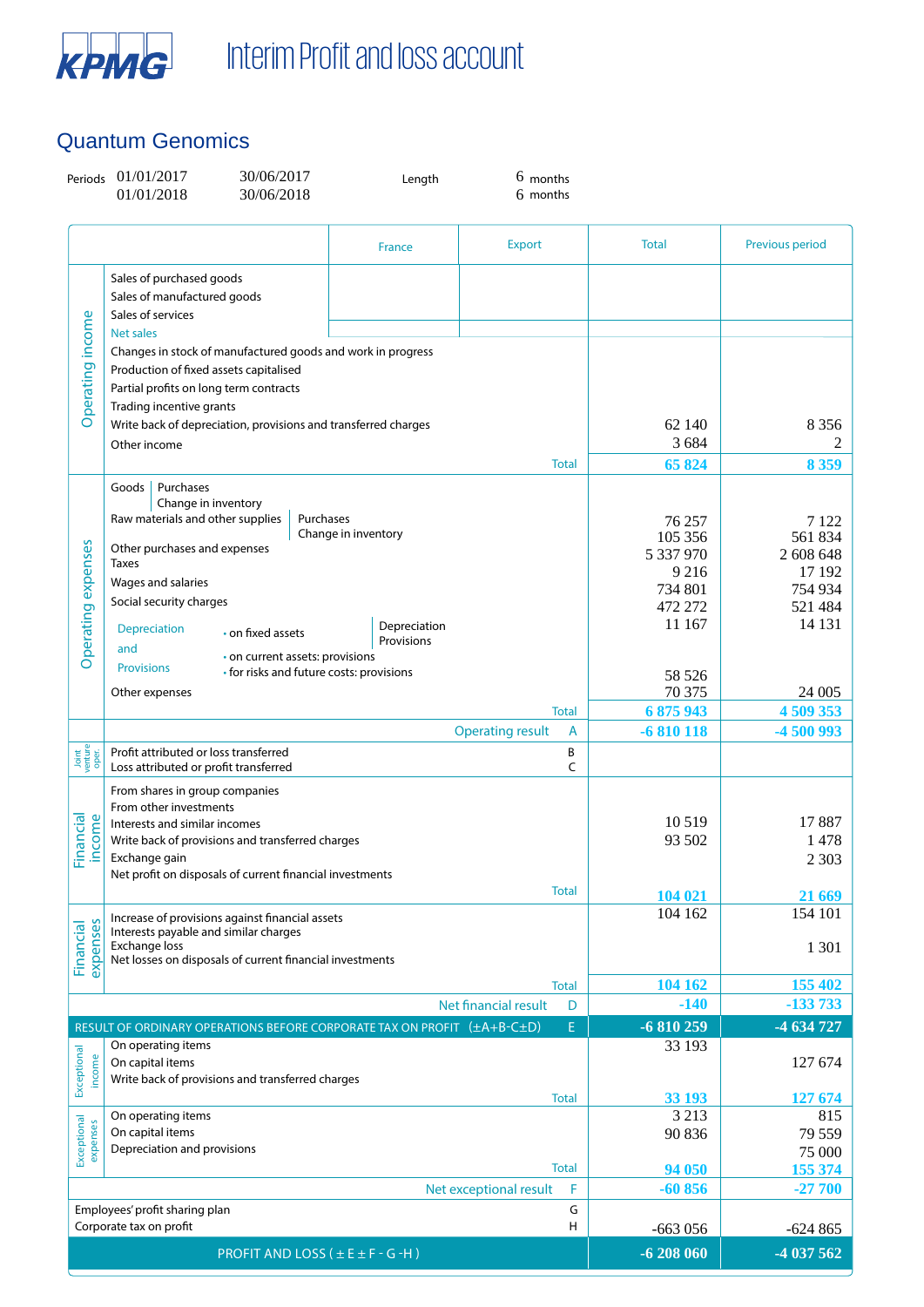KPMG

# Interim Profit and loss account

## Quantum Genomics

| Periods | 01/01/2017 | 30/06/2017 | Length | 6 months |
|---|---|---|---|---|
| | 01/01/2018 | 30/06/2018 | | 6 months |

| Section | Item | France | Export | Total | Previous period |
|---|---|---|---|---|---|
| Operating income | Sales of purchased goods | | | | |
| | Sales of manufactured goods | | | | |
| | Sales of services | | | | |
| | Net sales | | | | |
| | Changes in stock of manufactured goods and work in progress | | | | |
| | Production of fixed assets capitalised | | | | |
| | Partial profits on long term contracts | | | | |
| | Trading incentive grants | | | | |
| | Write back of depreciation, provisions and transferred charges | | | 62 140 | 8 356 |
| | Other income | | | 3 684 | 2 |
| | **Total** | | | **65 824** | **8 359** |
| Operating expenses | Goods – Purchases | | | | |
| | Goods – Change in inventory | | | | |
| | Raw materials and other supplies – Purchases | | | 76 257 | 7 122 |
| | Raw materials and other supplies – Change in inventory | | | 105 356 | 561 834 |
| | Other purchases and expenses | | | 5 337 970 | 2 608 648 |
| | Taxes | | | 9 216 | 17 192 |
| | Wages and salaries | | | 734 801 | 754 934 |
| | Social security charges | | | 472 272 | 521 484 |
| | Depreciation and Provisions – on fixed assets: Depreciation | | | 11 167 | 14 131 |
| | Depreciation and Provisions – on fixed assets: Provisions | | | | |
| | Depreciation and Provisions – on current assets: provisions | | | | |
| | Depreciation and Provisions – for risks and future costs: provisions | | | 58 526 | |
| | Other expenses | | | 70 375 | 24 005 |
| | **Total** | | | **6 875 943** | **4 509 353** |
| | **Operating result A** | | | **-6 810 118** | **-4 500 993** |
| Joint venture oper. | Profit attributed or loss transferred B | | | | |
| | Loss attributed or profit transferred C | | | | |
| Financial income | From shares in group companies | | | | |
| | From other investments | | | | |
| | Interests and similar incomes | | | 10 519 | 17 887 |
| | Write back of provisions and transferred charges | | | 93 502 | 1 478 |
| | Exchange gain | | | | 2 303 |
| | Net profit on disposals of current financial investments | | | | |
| | **Total** | | | **104 021** | **21 669** |
| Financial expenses | Increase of provisions against financial assets | | | 104 162 | 154 101 |
| | Interests payable and similar charges | | | | |
| | Exchange loss | | | | 1 301 |
| | Net losses on disposals of current financial investments | | | | |
| | **Total** | | | **104 162** | **155 402** |
| | **Net financial result D** | | | **-140** | **-133 733** |
| | **RESULT OF ORDINARY OPERATIONS BEFORE CORPORATE TAX ON PROFIT (±A+B-C±D) E** | | | **-6 810 259** | **-4 634 727** |
| Exceptional income | On operating items | | | 33 193 | |
| | On capital items | | | | 127 674 |
| | Write back of provisions and transferred charges | | | | |
| | **Total** | | | **33 193** | **127 674** |
| Exceptional expenses | On operating items | | | 3 213 | 815 |
| | On capital items | | | 90 836 | 79 559 |
| | Depreciation and provisions | | | | 75 000 |
| | **Total** | | | **94 050** | **155 374** |
| | **Net exceptional result F** | | | **-60 856** | **-27 700** |
| | Employees' profit sharing plan G | | | | |
| | Corporate tax on profit H | | | -663 056 | -624 865 |
| | **PROFIT AND LOSS ( ± E ± F - G -H )** | | | **-6 208 060** | **-4 037 562** |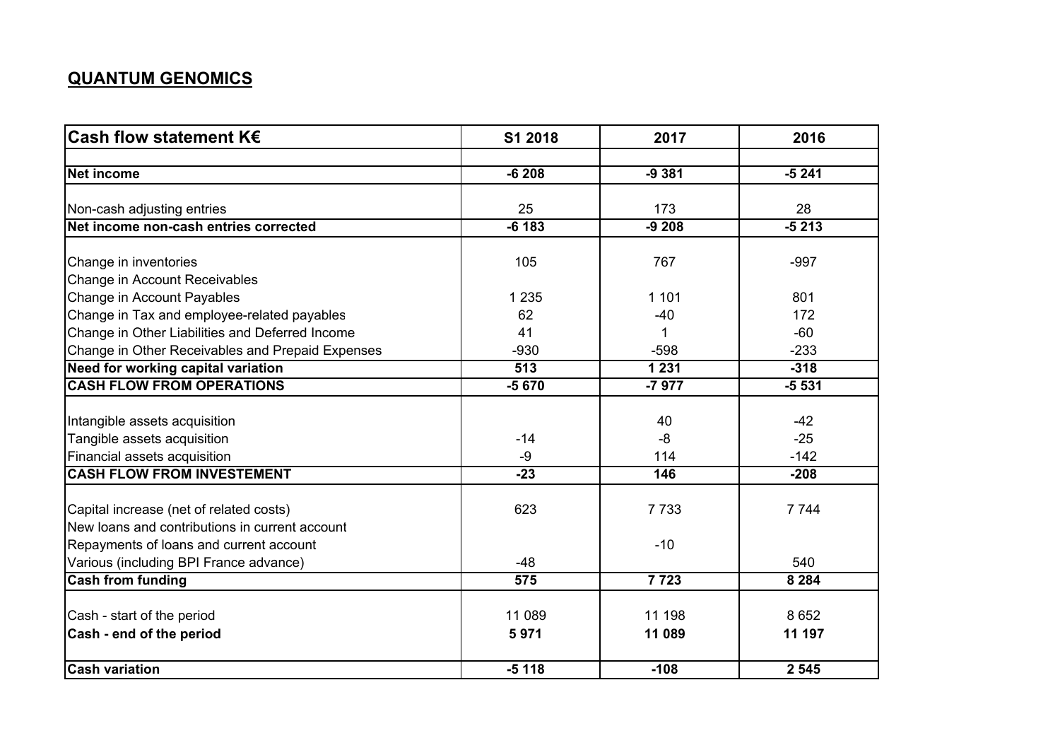**QUANTUM GENOMICS**

| Cash flow statement K€ | S1 2018 | 2017 | 2016 |
|---|---|---|---|
| | | | |
| **Net income** | **-6 208** | **-9 381** | **-5 241** |
| | | | |
| Non-cash adjusting entries | 25 | 173 | 28 |
| **Net income non-cash entries corrected** | **-6 183** | **-9 208** | **-5 213** |
| | | | |
| Change in inventories | 105 | 767 | -997 |
| Change in Account Receivables | | | |
| Change in Account Payables | 1 235 | 1 101 | 801 |
| Change in Tax and employee-related payables | 62 | -40 | 172 |
| Change in Other Liabilities and Deferred Income | 41 | 1 | -60 |
| Change in Other Receivables and Prepaid Expenses | -930 | -598 | -233 |
| **Need for working capital variation** | **513** | **1 231** | **-318** |
| **CASH FLOW FROM OPERATIONS** | **-5 670** | **-7 977** | **-5 531** |
| | | | |
| Intangible assets acquisition | | 40 | -42 |
| Tangible assets acquisition | -14 | -8 | -25 |
| Financial assets acquisition | -9 | 114 | -142 |
| **CASH FLOW FROM INVESTEMENT** | **-23** | **146** | **-208** |
| | | | |
| Capital increase (net of related costs) | 623 | 7 733 | 7 744 |
| New loans and contributions in current account | | | |
| Repayments of loans and current account | | -10 | |
| Various (including BPI France advance) | -48 | | 540 |
| **Cash from funding** | **575** | **7 723** | **8 284** |
| | | | |
| Cash - start of the period | 11 089 | 11 198 | 8 652 |
| **Cash - end of the period** | **5 971** | **11 089** | **11 197** |
| | | | |
| **Cash variation** | **-5 118** | **-108** | **2 545** |